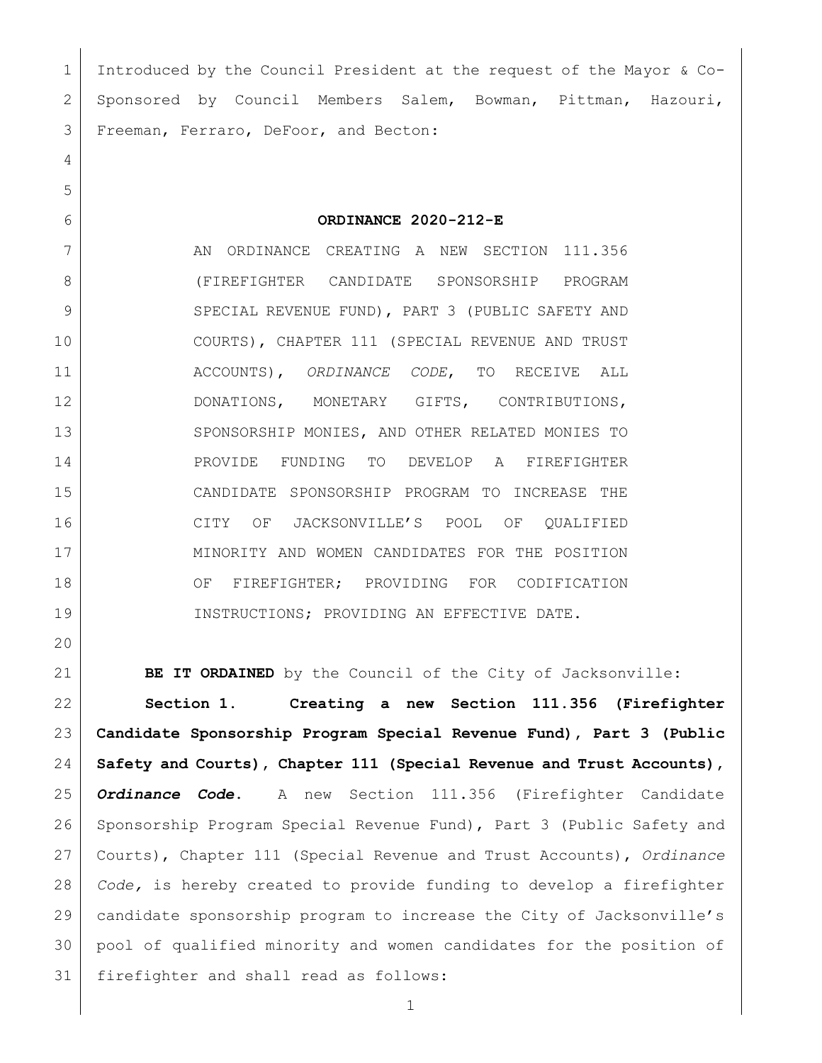Introduced by the Council President at the request of the Mayor & Co-Sponsored by Council Members Salem, Bowman, Pittman, Hazouri, Freeman, Ferraro, DeFoor, and Becton:

**ORDINANCE 2020-212-E**

AN ORDINANCE CREATING A NEW SECTION 111.356 (FIREFIGHTER CANDIDATE SPONSORSHIP PROGRAM SPECIAL REVENUE FUND), PART 3 (PUBLIC SAFETY AND COURTS), CHAPTER 111 (SPECIAL REVENUE AND TRUST ACCOUNTS), *ORDINANCE CODE*, TO RECEIVE ALL DONATIONS, MONETARY GIFTS, CONTRIBUTIONS, SPONSORSHIP MONIES, AND OTHER RELATED MONIES TO PROVIDE FUNDING TO DEVELOP A FIREFIGHTER CANDIDATE SPONSORSHIP PROGRAM TO INCREASE THE CITY OF JACKSONVILLE'S POOL OF QUALIFIED MINORITY AND WOMEN CANDIDATES FOR THE POSITION OF FIREFIGHTER; PROVIDING FOR CODIFICATION INSTRUCTIONS; PROVIDING AN EFFECTIVE DATE.

**BE IT ORDAINED** by the Council of the City of Jacksonville:

**Section 1. Creating a new Section 111.356 (Firefighter Candidate Sponsorship Program Special Revenue Fund), Part 3 (Public Safety and Courts), Chapter 111 (Special Revenue and Trust Accounts), *Ordinance Code*.** A new Section 111.356 (Firefighter Candidate Sponsorship Program Special Revenue Fund), Part 3 (Public Safety and Courts), Chapter 111 (Special Revenue and Trust Accounts), *Ordinance Code,* is hereby created to provide funding to develop a firefighter candidate sponsorship program to increase the City of Jacksonville's pool of qualified minority and women candidates for the position of firefighter and shall read as follows: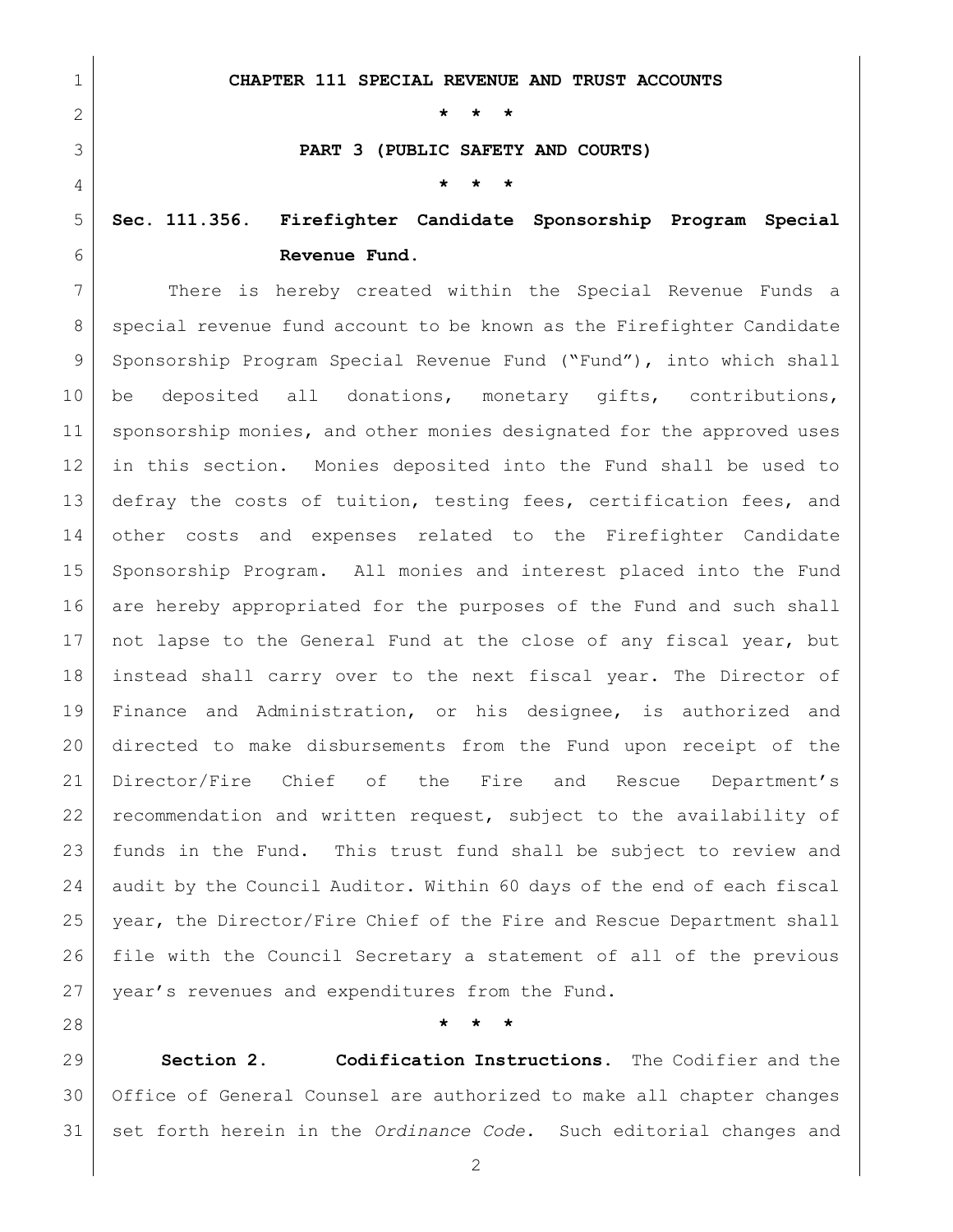**CHAPTER 111 SPECIAL REVENUE AND TRUST ACCOUNTS**

**\* \* \***

**PART 3 (PUBLIC SAFETY AND COURTS)**

**\* \* \***

**Sec. 111.356. Firefighter Candidate Sponsorship Program Special Revenue Fund.**

There is hereby created within the Special Revenue Funds a special revenue fund account to be known as the Firefighter Candidate Sponsorship Program Special Revenue Fund ("Fund"), into which shall be deposited all donations, monetary gifts, contributions, sponsorship monies, and other monies designated for the approved uses in this section. Monies deposited into the Fund shall be used to defray the costs of tuition, testing fees, certification fees, and other costs and expenses related to the Firefighter Candidate Sponsorship Program. All monies and interest placed into the Fund are hereby appropriated for the purposes of the Fund and such shall not lapse to the General Fund at the close of any fiscal year, but instead shall carry over to the next fiscal year. The Director of Finance and Administration, or his designee, is authorized and directed to make disbursements from the Fund upon receipt of the Director/Fire Chief of the Fire and Rescue Department's recommendation and written request, subject to the availability of funds in the Fund. This trust fund shall be subject to review and audit by the Council Auditor. Within 60 days of the end of each fiscal year, the Director/Fire Chief of the Fire and Rescue Department shall file with the Council Secretary a statement of all of the previous year's revenues and expenditures from the Fund.

**\* \* \***

**Section 2. Codification Instructions.** The Codifier and the Office of General Counsel are authorized to make all chapter changes set forth herein in the *Ordinance Code*. Such editorial changes and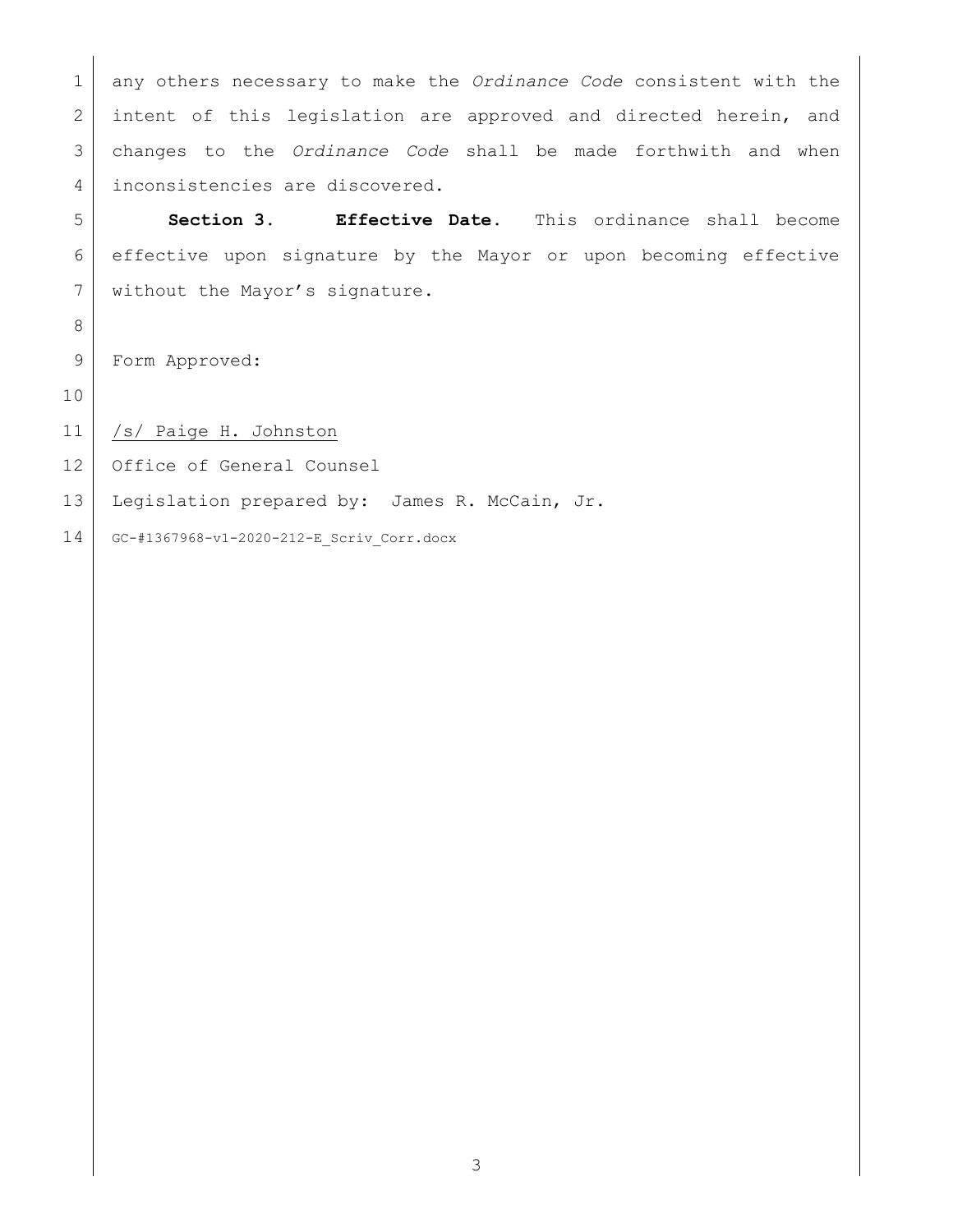any others necessary to make the *Ordinance Code* consistent with the intent of this legislation are approved and directed herein, and changes to the *Ordinance Code* shall be made forthwith and when inconsistencies are discovered.

**Section 3. Effective Date.** This ordinance shall become effective upon signature by the Mayor or upon becoming effective without the Mayor's signature.

Form Approved:

/s/ Paige H. Johnston

Office of General Counsel

Legislation prepared by: James R. McCain, Jr.

GC-#1367968-v1-2020-212-E_Scriv_Corr.docx